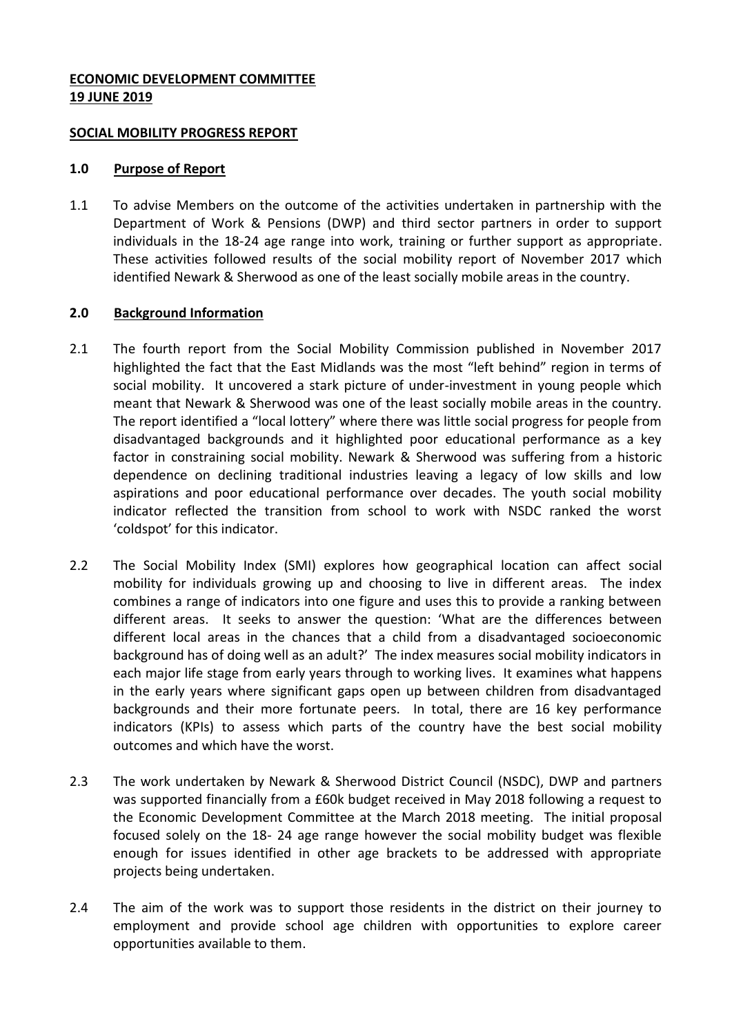**ECONOMIC DEVELOPMENT COMMITTEE**
**19 JUNE 2019**

**SOCIAL MOBILITY PROGRESS REPORT**

## 1.0 Purpose of Report

1.1 To advise Members on the outcome of the activities undertaken in partnership with the Department of Work & Pensions (DWP) and third sector partners in order to support individuals in the 18-24 age range into work, training or further support as appropriate. These activities followed results of the social mobility report of November 2017 which identified Newark & Sherwood as one of the least socially mobile areas in the country.

## 2.0 Background Information

2.1 The fourth report from the Social Mobility Commission published in November 2017 highlighted the fact that the East Midlands was the most "left behind" region in terms of social mobility. It uncovered a stark picture of under-investment in young people which meant that Newark & Sherwood was one of the least socially mobile areas in the country. The report identified a "local lottery" where there was little social progress for people from disadvantaged backgrounds and it highlighted poor educational performance as a key factor in constraining social mobility. Newark & Sherwood was suffering from a historic dependence on declining traditional industries leaving a legacy of low skills and low aspirations and poor educational performance over decades. The youth social mobility indicator reflected the transition from school to work with NSDC ranked the worst 'coldspot' for this indicator.

2.2 The Social Mobility Index (SMI) explores how geographical location can affect social mobility for individuals growing up and choosing to live in different areas. The index combines a range of indicators into one figure and uses this to provide a ranking between different areas. It seeks to answer the question: 'What are the differences between different local areas in the chances that a child from a disadvantaged socioeconomic background has of doing well as an adult?' The index measures social mobility indicators in each major life stage from early years through to working lives. It examines what happens in the early years where significant gaps open up between children from disadvantaged backgrounds and their more fortunate peers. In total, there are 16 key performance indicators (KPIs) to assess which parts of the country have the best social mobility outcomes and which have the worst.

2.3 The work undertaken by Newark & Sherwood District Council (NSDC), DWP and partners was supported financially from a £60k budget received in May 2018 following a request to the Economic Development Committee at the March 2018 meeting. The initial proposal focused solely on the 18- 24 age range however the social mobility budget was flexible enough for issues identified in other age brackets to be addressed with appropriate projects being undertaken.

2.4 The aim of the work was to support those residents in the district on their journey to employment and provide school age children with opportunities to explore career opportunities available to them.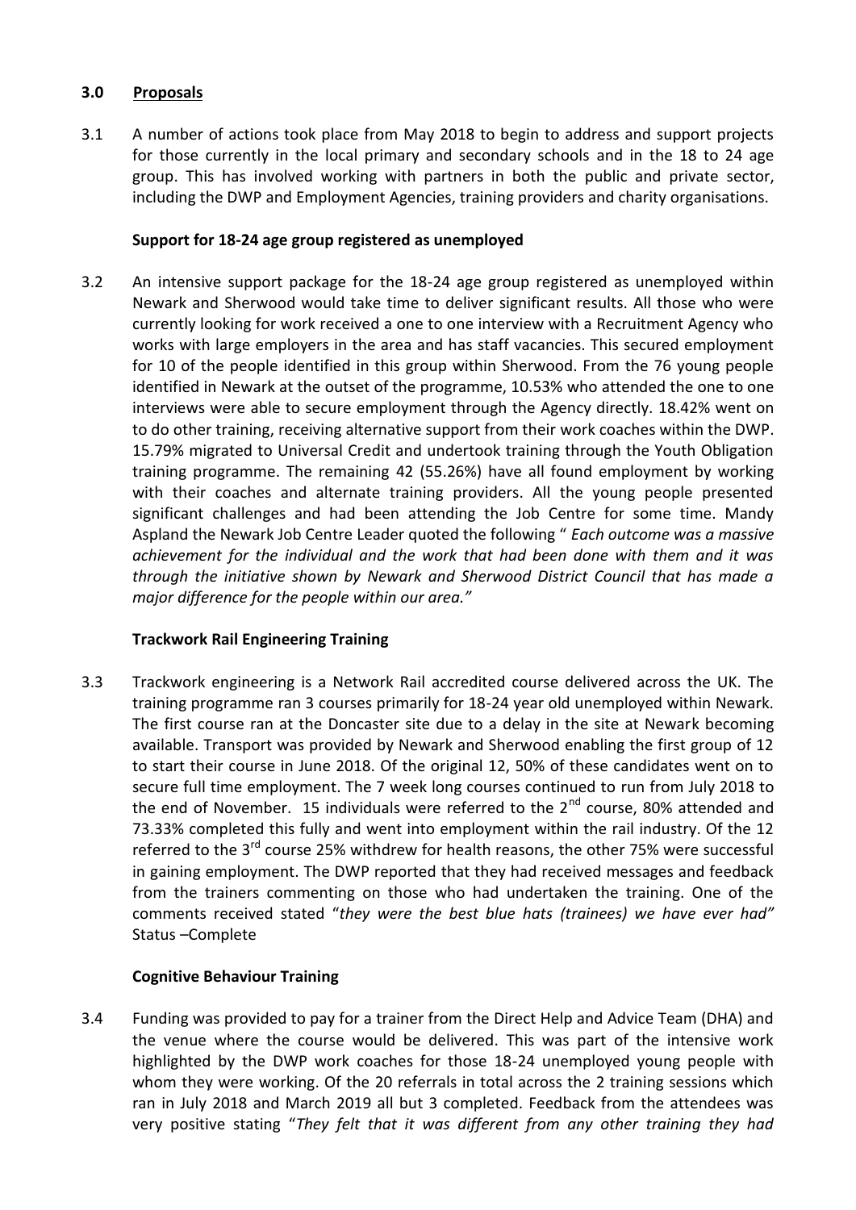## 3.0 Proposals

3.1 A number of actions took place from May 2018 to begin to address and support projects for those currently in the local primary and secondary schools and in the 18 to 24 age group. This has involved working with partners in both the public and private sector, including the DWP and Employment Agencies, training providers and charity organisations.

### Support for 18-24 age group registered as unemployed

3.2 An intensive support package for the 18-24 age group registered as unemployed within Newark and Sherwood would take time to deliver significant results. All those who were currently looking for work received a one to one interview with a Recruitment Agency who works with large employers in the area and has staff vacancies. This secured employment for 10 of the people identified in this group within Sherwood. From the 76 young people identified in Newark at the outset of the programme, 10.53% who attended the one to one interviews were able to secure employment through the Agency directly. 18.42% went on to do other training, receiving alternative support from their work coaches within the DWP. 15.79% migrated to Universal Credit and undertook training through the Youth Obligation training programme. The remaining 42 (55.26%) have all found employment by working with their coaches and alternate training providers. All the young people presented significant challenges and had been attending the Job Centre for some time. Mandy Aspland the Newark Job Centre Leader quoted the following " *Each outcome was a massive achievement for the individual and the work that had been done with them and it was through the initiative shown by Newark and Sherwood District Council that has made a major difference for the people within our area."*

### Trackwork Rail Engineering Training

3.3 Trackwork engineering is a Network Rail accredited course delivered across the UK. The training programme ran 3 courses primarily for 18-24 year old unemployed within Newark. The first course ran at the Doncaster site due to a delay in the site at Newark becoming available. Transport was provided by Newark and Sherwood enabling the first group of 12 to start their course in June 2018. Of the original 12, 50% of these candidates went on to secure full time employment. The 7 week long courses continued to run from July 2018 to the end of November. 15 individuals were referred to the 2nd course, 80% attended and 73.33% completed this fully and went into employment within the rail industry. Of the 12 referred to the 3rd course 25% withdrew for health reasons, the other 75% were successful in gaining employment. The DWP reported that they had received messages and feedback from the trainers commenting on those who had undertaken the training. One of the comments received stated "*they were the best blue hats (trainees) we have ever had"* Status –Complete

### Cognitive Behaviour Training

3.4 Funding was provided to pay for a trainer from the Direct Help and Advice Team (DHA) and the venue where the course would be delivered. This was part of the intensive work highlighted by the DWP work coaches for those 18-24 unemployed young people with whom they were working. Of the 20 referrals in total across the 2 training sessions which ran in July 2018 and March 2019 all but 3 completed. Feedback from the attendees was very positive stating "*They felt that it was different from any other training they had*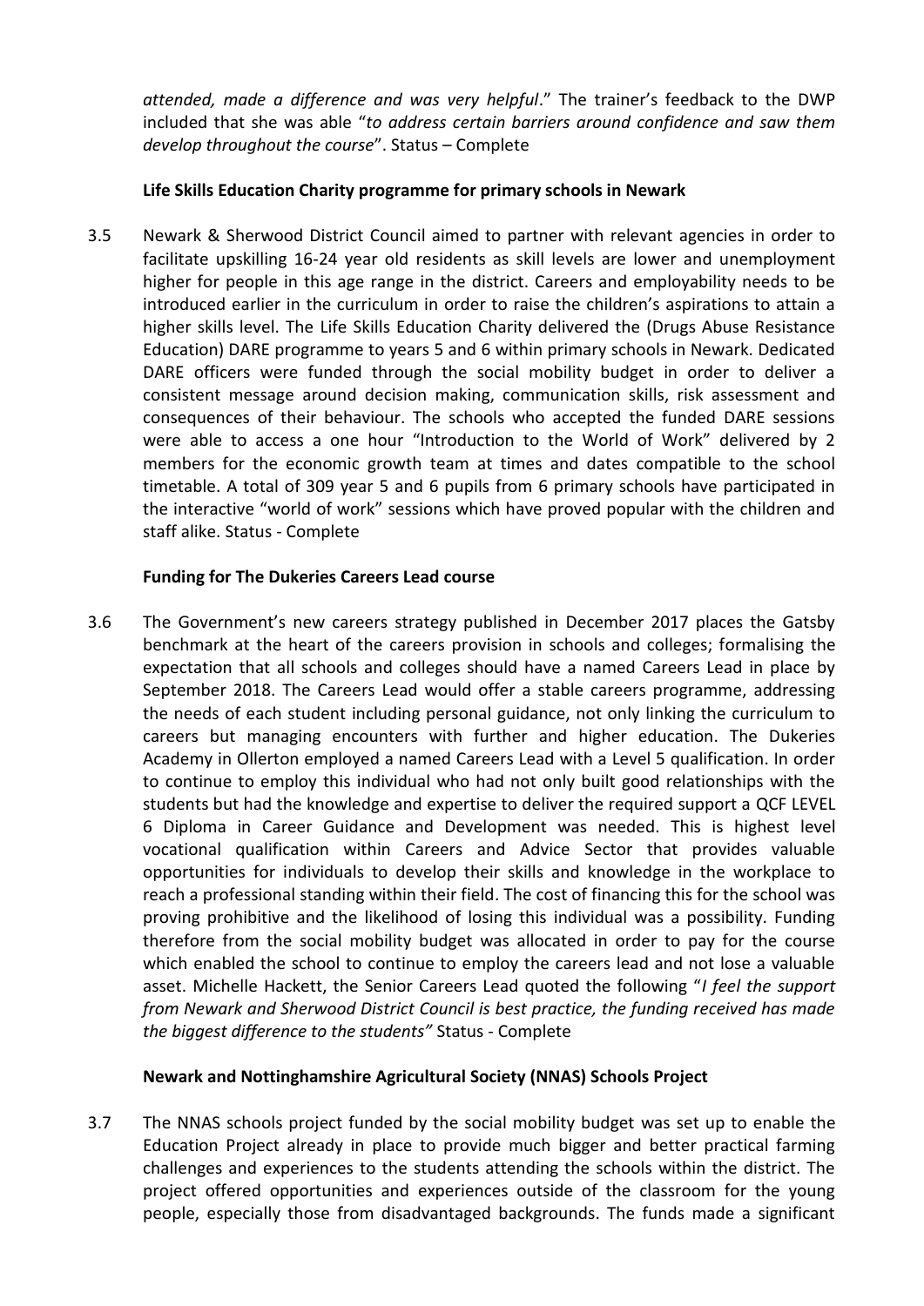*attended, made a difference and was very helpful*." The trainer's feedback to the DWP included that she was able "*to address certain barriers around confidence and saw them develop throughout the course*". Status – Complete

**Life Skills Education Charity programme for primary schools in Newark**

3.5 Newark & Sherwood District Council aimed to partner with relevant agencies in order to facilitate upskilling 16-24 year old residents as skill levels are lower and unemployment higher for people in this age range in the district. Careers and employability needs to be introduced earlier in the curriculum in order to raise the children's aspirations to attain a higher skills level. The Life Skills Education Charity delivered the (Drugs Abuse Resistance Education) DARE programme to years 5 and 6 within primary schools in Newark. Dedicated DARE officers were funded through the social mobility budget in order to deliver a consistent message around decision making, communication skills, risk assessment and consequences of their behaviour. The schools who accepted the funded DARE sessions were able to access a one hour "Introduction to the World of Work" delivered by 2 members for the economic growth team at times and dates compatible to the school timetable. A total of 309 year 5 and 6 pupils from 6 primary schools have participated in the interactive "world of work" sessions which have proved popular with the children and staff alike. Status - Complete

**Funding for The Dukeries Careers Lead course**

3.6 The Government's new careers strategy published in December 2017 places the Gatsby benchmark at the heart of the careers provision in schools and colleges; formalising the expectation that all schools and colleges should have a named Careers Lead in place by September 2018. The Careers Lead would offer a stable careers programme, addressing the needs of each student including personal guidance, not only linking the curriculum to careers but managing encounters with further and higher education. The Dukeries Academy in Ollerton employed a named Careers Lead with a Level 5 qualification. In order to continue to employ this individual who had not only built good relationships with the students but had the knowledge and expertise to deliver the required support a QCF LEVEL 6 Diploma in Career Guidance and Development was needed. This is highest level vocational qualification within Careers and Advice Sector that provides valuable opportunities for individuals to develop their skills and knowledge in the workplace to reach a professional standing within their field. The cost of financing this for the school was proving prohibitive and the likelihood of losing this individual was a possibility. Funding therefore from the social mobility budget was allocated in order to pay for the course which enabled the school to continue to employ the careers lead and not lose a valuable asset. Michelle Hackett, the Senior Careers Lead quoted the following "*I feel the support from Newark and Sherwood District Council is best practice, the funding received has made the biggest difference to the students"* Status - Complete

**Newark and Nottinghamshire Agricultural Society (NNAS) Schools Project**

3.7 The NNAS schools project funded by the social mobility budget was set up to enable the Education Project already in place to provide much bigger and better practical farming challenges and experiences to the students attending the schools within the district. The project offered opportunities and experiences outside of the classroom for the young people, especially those from disadvantaged backgrounds. The funds made a significant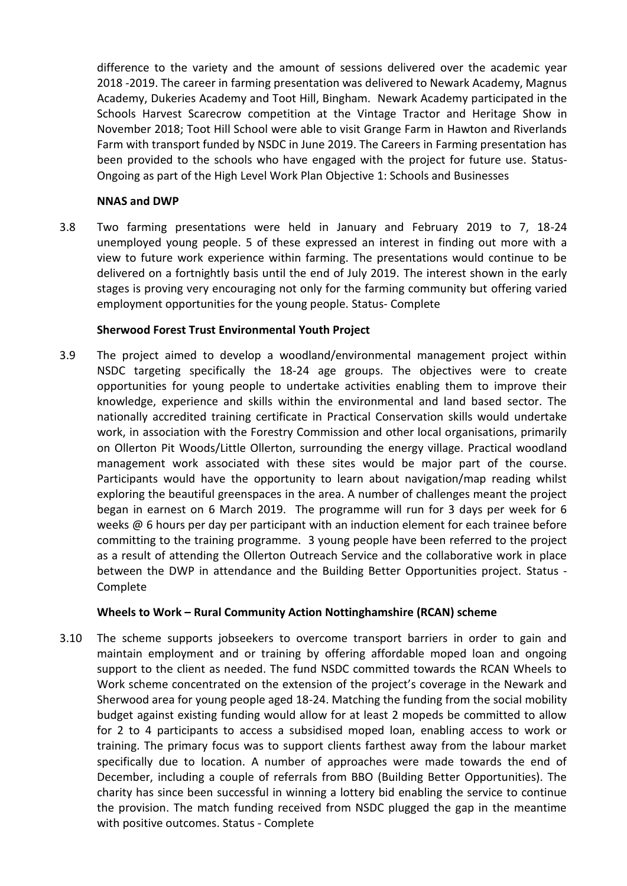difference to the variety and the amount of sessions delivered over the academic year 2018 -2019. The career in farming presentation was delivered to Newark Academy, Magnus Academy, Dukeries Academy and Toot Hill, Bingham. Newark Academy participated in the Schools Harvest Scarecrow competition at the Vintage Tractor and Heritage Show in November 2018; Toot Hill School were able to visit Grange Farm in Hawton and Riverlands Farm with transport funded by NSDC in June 2019. The Careers in Farming presentation has been provided to the schools who have engaged with the project for future use. Status- Ongoing as part of the High Level Work Plan Objective 1: Schools and Businesses

**NNAS and DWP**

3.8 Two farming presentations were held in January and February 2019 to 7, 18-24 unemployed young people. 5 of these expressed an interest in finding out more with a view to future work experience within farming. The presentations would continue to be delivered on a fortnightly basis until the end of July 2019. The interest shown in the early stages is proving very encouraging not only for the farming community but offering varied employment opportunities for the young people. Status- Complete

**Sherwood Forest Trust Environmental Youth Project**

3.9 The project aimed to develop a woodland/environmental management project within NSDC targeting specifically the 18-24 age groups. The objectives were to create opportunities for young people to undertake activities enabling them to improve their knowledge, experience and skills within the environmental and land based sector. The nationally accredited training certificate in Practical Conservation skills would undertake work, in association with the Forestry Commission and other local organisations, primarily on Ollerton Pit Woods/Little Ollerton, surrounding the energy village. Practical woodland management work associated with these sites would be major part of the course. Participants would have the opportunity to learn about navigation/map reading whilst exploring the beautiful greenspaces in the area. A number of challenges meant the project began in earnest on 6 March 2019. The programme will run for 3 days per week for 6 weeks @ 6 hours per day per participant with an induction element for each trainee before committing to the training programme. 3 young people have been referred to the project as a result of attending the Ollerton Outreach Service and the collaborative work in place between the DWP in attendance and the Building Better Opportunities project. Status - Complete

**Wheels to Work – Rural Community Action Nottinghamshire (RCAN) scheme**

3.10 The scheme supports jobseekers to overcome transport barriers in order to gain and maintain employment and or training by offering affordable moped loan and ongoing support to the client as needed. The fund NSDC committed towards the RCAN Wheels to Work scheme concentrated on the extension of the project's coverage in the Newark and Sherwood area for young people aged 18-24. Matching the funding from the social mobility budget against existing funding would allow for at least 2 mopeds be committed to allow for 2 to 4 participants to access a subsidised moped loan, enabling access to work or training. The primary focus was to support clients farthest away from the labour market specifically due to location. A number of approaches were made towards the end of December, including a couple of referrals from BBO (Building Better Opportunities). The charity has since been successful in winning a lottery bid enabling the service to continue the provision. The match funding received from NSDC plugged the gap in the meantime with positive outcomes. Status - Complete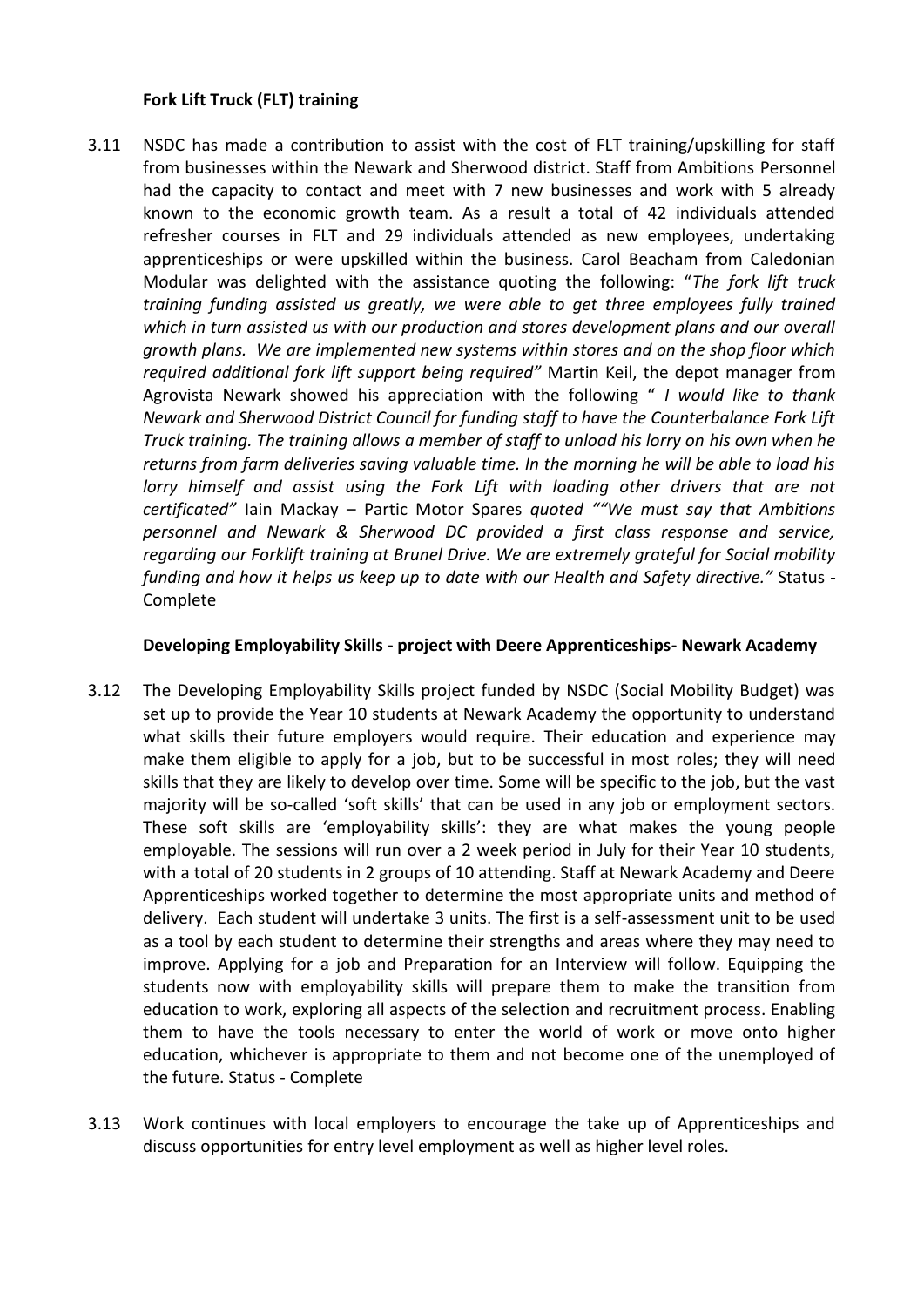**Fork Lift Truck (FLT) training**

3.11 NSDC has made a contribution to assist with the cost of FLT training/upskilling for staff from businesses within the Newark and Sherwood district. Staff from Ambitions Personnel had the capacity to contact and meet with 7 new businesses and work with 5 already known to the economic growth team. As a result a total of 42 individuals attended refresher courses in FLT and 29 individuals attended as new employees, undertaking apprenticeships or were upskilled within the business. Carol Beacham from Caledonian Modular was delighted with the assistance quoting the following: "*The fork lift truck training funding assisted us greatly, we were able to get three employees fully trained which in turn assisted us with our production and stores development plans and our overall growth plans. We are implemented new systems within stores and on the shop floor which required additional fork lift support being required"* Martin Keil, the depot manager from Agrovista Newark showed his appreciation with the following " *I would like to thank Newark and Sherwood District Council for funding staff to have the Counterbalance Fork Lift Truck training. The training allows a member of staff to unload his lorry on his own when he returns from farm deliveries saving valuable time. In the morning he will be able to load his lorry himself and assist using the Fork Lift with loading other drivers that are not certificated"* Iain Mackay – Partic Motor Spares *quoted ""We must say that Ambitions personnel and Newark & Sherwood DC provided a first class response and service, regarding our Forklift training at Brunel Drive. We are extremely grateful for Social mobility funding and how it helps us keep up to date with our Health and Safety directive."* Status - Complete

**Developing Employability Skills - project with Deere Apprenticeships- Newark Academy**

3.12 The Developing Employability Skills project funded by NSDC (Social Mobility Budget) was set up to provide the Year 10 students at Newark Academy the opportunity to understand what skills their future employers would require. Their education and experience may make them eligible to apply for a job, but to be successful in most roles; they will need skills that they are likely to develop over time. Some will be specific to the job, but the vast majority will be so-called 'soft skills' that can be used in any job or employment sectors. These soft skills are 'employability skills': they are what makes the young people employable. The sessions will run over a 2 week period in July for their Year 10 students, with a total of 20 students in 2 groups of 10 attending. Staff at Newark Academy and Deere Apprenticeships worked together to determine the most appropriate units and method of delivery. Each student will undertake 3 units. The first is a self-assessment unit to be used as a tool by each student to determine their strengths and areas where they may need to improve. Applying for a job and Preparation for an Interview will follow. Equipping the students now with employability skills will prepare them to make the transition from education to work, exploring all aspects of the selection and recruitment process. Enabling them to have the tools necessary to enter the world of work or move onto higher education, whichever is appropriate to them and not become one of the unemployed of the future. Status - Complete

3.13 Work continues with local employers to encourage the take up of Apprenticeships and discuss opportunities for entry level employment as well as higher level roles.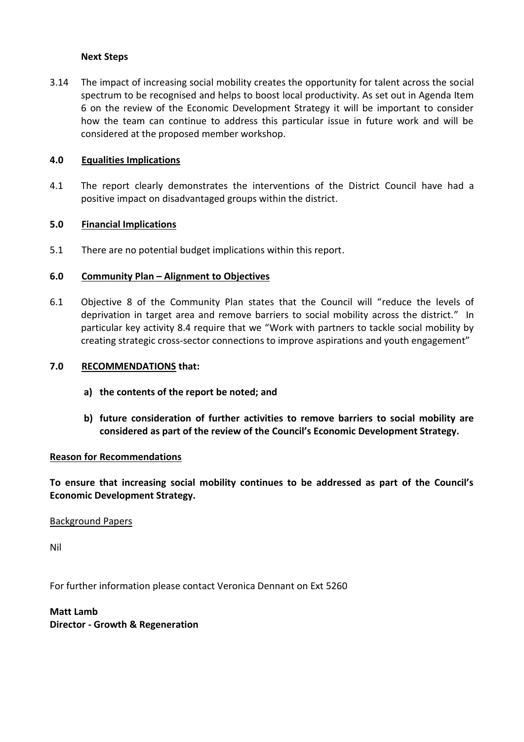**Next Steps**

3.14 The impact of increasing social mobility creates the opportunity for talent across the social spectrum to be recognised and helps to boost local productivity. As set out in Agenda Item 6 on the review of the Economic Development Strategy it will be important to consider how the team can continue to address this particular issue in future work and will be considered at the proposed member workshop.

## 4.0 Equalities Implications

4.1 The report clearly demonstrates the interventions of the District Council have had a positive impact on disadvantaged groups within the district.

## 5.0 Financial Implications

5.1 There are no potential budget implications within this report.

## 6.0 Community Plan – Alignment to Objectives

6.1 Objective 8 of the Community Plan states that the Council will "reduce the levels of deprivation in target area and remove barriers to social mobility across the district." In particular key activity 8.4 require that we "Work with partners to tackle social mobility by creating strategic cross-sector connections to improve aspirations and youth engagement"

## 7.0 RECOMMENDATIONS that:

**a) the contents of the report be noted; and**

**b) future consideration of further activities to remove barriers to social mobility are considered as part of the review of the Council's Economic Development Strategy.**

**Reason for Recommendations**

**To ensure that increasing social mobility continues to be addressed as part of the Council's Economic Development Strategy.**

Background Papers

Nil

For further information please contact Veronica Dennant on Ext 5260

**Matt Lamb**
**Director - Growth & Regeneration**